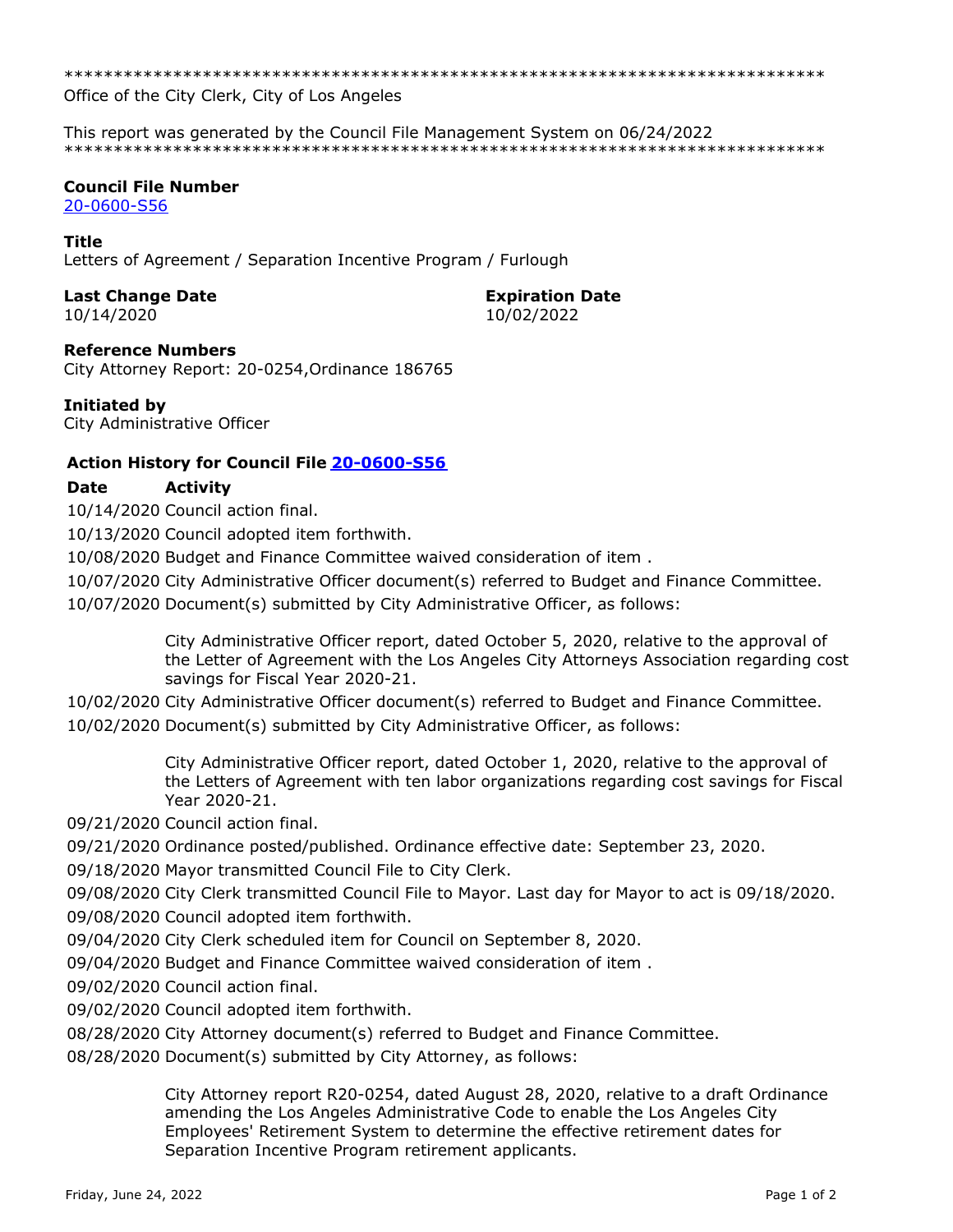*****************************************************************************
Office of the City Clerk, City of Los Angeles

This report was generated by the Council File Management System on 06/24/2022
*****************************************************************************

**Council File Number**
20-0600-S56

**Title**
Letters of Agreement / Separation Incentive Program / Furlough

**Last Change Date**
10/14/2020

**Expiration Date**
10/02/2022

**Reference Numbers**
City Attorney Report: 20-0254,Ordinance 186765

**Initiated by**
City Administrative Officer

**Action History for Council File 20-0600-S56**

| Date | Activity |
|---|---|
| 10/14/2020 | Council action final. |
| 10/13/2020 | Council adopted item forthwith. |
| 10/08/2020 | Budget and Finance Committee waived consideration of item . |
| 10/07/2020 | City Administrative Officer document(s) referred to Budget and Finance Committee. |
| 10/07/2020 | Document(s) submitted by City Administrative Officer, as follows:<br><br>City Administrative Officer report, dated October 5, 2020, relative to the approval of the Letter of Agreement with the Los Angeles City Attorneys Association regarding cost savings for Fiscal Year 2020-21. |
| 10/02/2020 | City Administrative Officer document(s) referred to Budget and Finance Committee. |
| 10/02/2020 | Document(s) submitted by City Administrative Officer, as follows:<br><br>City Administrative Officer report, dated October 1, 2020, relative to the approval of the Letters of Agreement with ten labor organizations regarding cost savings for Fiscal Year 2020-21. |
| 09/21/2020 | Council action final. |
| 09/21/2020 | Ordinance posted/published. Ordinance effective date: September 23, 2020. |
| 09/18/2020 | Mayor transmitted Council File to City Clerk. |
| 09/08/2020 | City Clerk transmitted Council File to Mayor. Last day for Mayor to act is 09/18/2020. |
| 09/08/2020 | Council adopted item forthwith. |
| 09/04/2020 | City Clerk scheduled item for Council on September 8, 2020. |
| 09/04/2020 | Budget and Finance Committee waived consideration of item . |
| 09/02/2020 | Council action final. |
| 09/02/2020 | Council adopted item forthwith. |
| 08/28/2020 | City Attorney document(s) referred to Budget and Finance Committee. |
| 08/28/2020 | Document(s) submitted by City Attorney, as follows:<br><br>City Attorney report R20-0254, dated August 28, 2020, relative to a draft Ordinance amending the Los Angeles Administrative Code to enable the Los Angeles City Employees' Retirement System to determine the effective retirement dates for Separation Incentive Program retirement applicants. |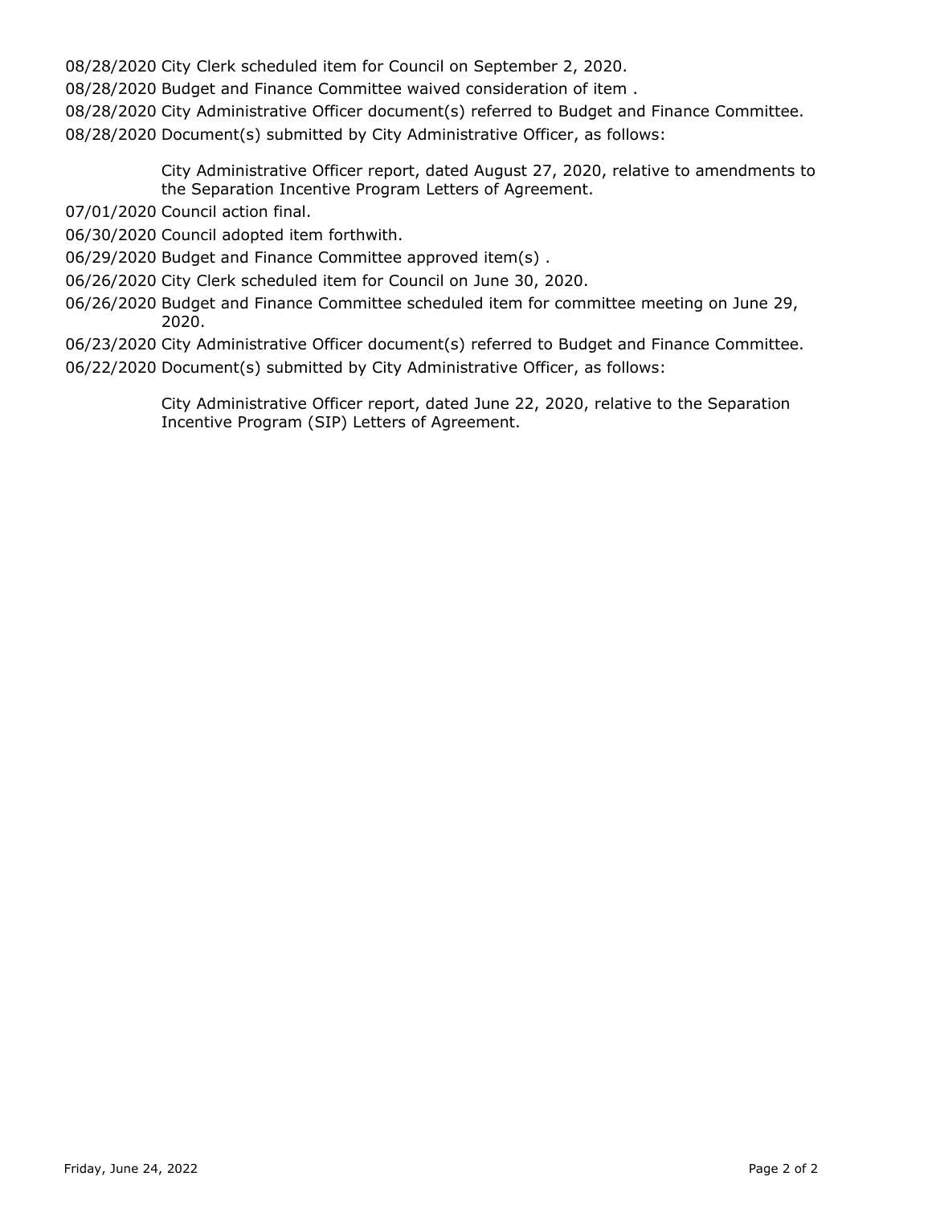08/28/2020 City Clerk scheduled item for Council on September 2, 2020.

08/28/2020 Budget and Finance Committee waived consideration of item .

08/28/2020 City Administrative Officer document(s) referred to Budget and Finance Committee.

08/28/2020 Document(s) submitted by City Administrative Officer, as follows:

City Administrative Officer report, dated August 27, 2020, relative to amendments to the Separation Incentive Program Letters of Agreement.

07/01/2020 Council action final.

06/30/2020 Council adopted item forthwith.

06/29/2020 Budget and Finance Committee approved item(s) .

06/26/2020 City Clerk scheduled item for Council on June 30, 2020.

06/26/2020 Budget and Finance Committee scheduled item for committee meeting on June 29, 2020.

06/23/2020 City Administrative Officer document(s) referred to Budget and Finance Committee.

06/22/2020 Document(s) submitted by City Administrative Officer, as follows:

City Administrative Officer report, dated June 22, 2020, relative to the Separation Incentive Program (SIP) Letters of Agreement.